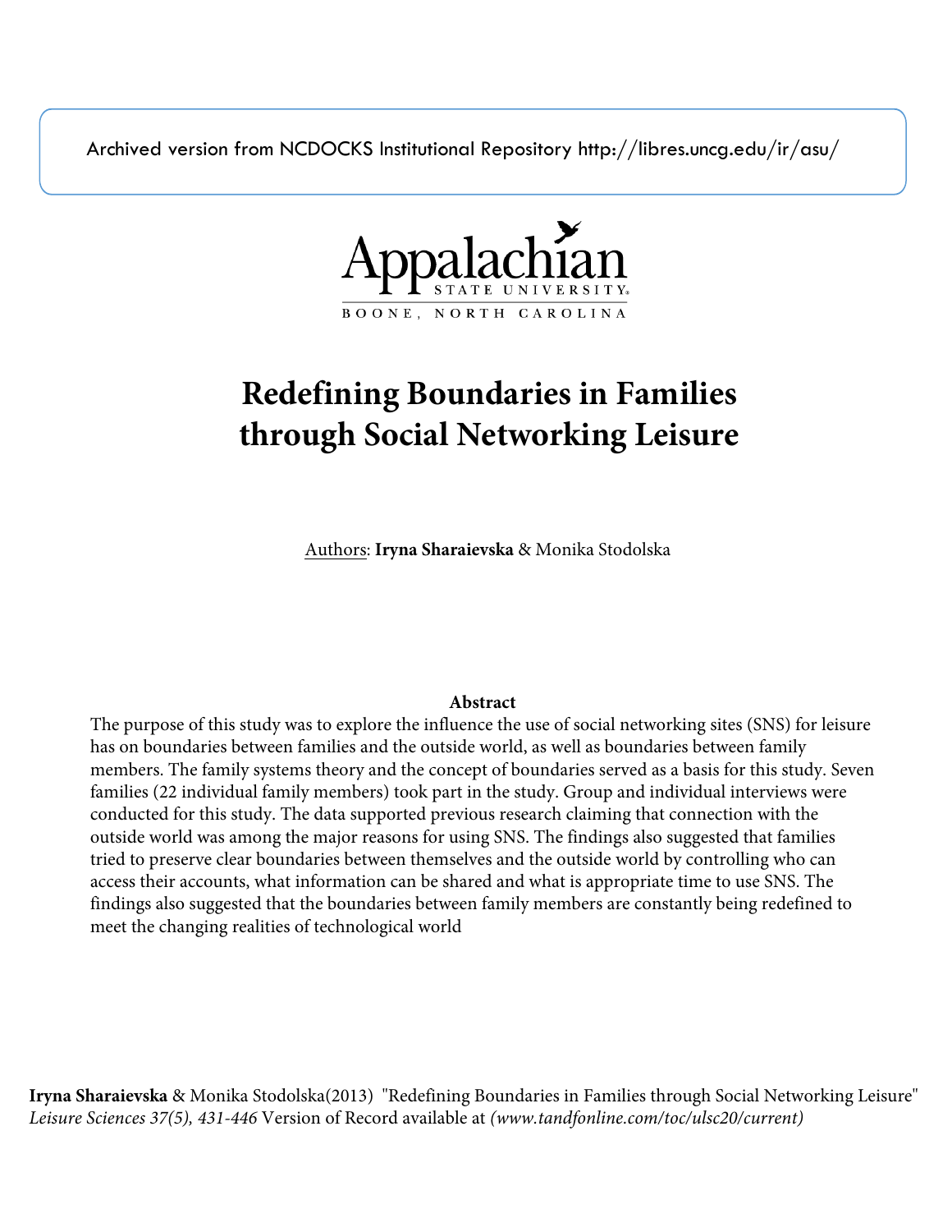Archived version from NCDOCKS Institutional Repository http://libres.uncg.edu/ir/asu/

Appalachian State University
BOONE, NORTH CAROLINA

# Redefining Boundaries in Families through Social Networking Leisure

Authors: **Iryna Sharaievska** & Monika Stodolska

**Abstract**

The purpose of this study was to explore the influence the use of social networking sites (SNS) for leisure has on boundaries between families and the outside world, as well as boundaries between family members. The family systems theory and the concept of boundaries served as a basis for this study. Seven families (22 individual family members) took part in the study. Group and individual interviews were conducted for this study. The data supported previous research claiming that connection with the outside world was among the major reasons for using SNS. The findings also suggested that families tried to preserve clear boundaries between themselves and the outside world by controlling who can access their accounts, what information can be shared and what is appropriate time to use SNS. The findings also suggested that the boundaries between family members are constantly being redefined to meet the changing realities of technological world

**Iryna Sharaievska** & Monika Stodolska(2013) "Redefining Boundaries in Families through Social Networking Leisure" *Leisure Sciences 37(5), 431-446* Version of Record available at *(www.tandfonline.com/toc/ulsc20/current)*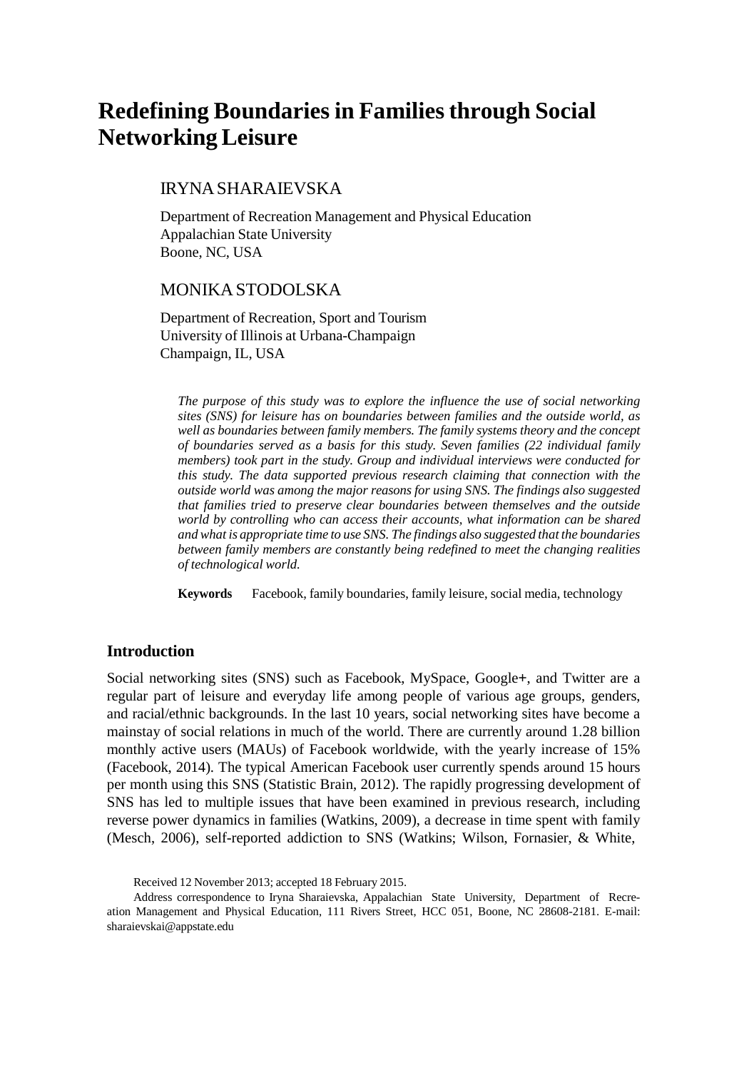# Redefining Boundaries in Families through Social Networking Leisure

## IRYNA SHARAIEVSKA

Department of Recreation Management and Physical Education
Appalachian State University
Boone, NC, USA

## MONIKA STODOLSKA

Department of Recreation, Sport and Tourism
University of Illinois at Urbana-Champaign
Champaign, IL, USA

*The purpose of this study was to explore the influence the use of social networking sites (SNS) for leisure has on boundaries between families and the outside world, as well as boundaries between family members. The family systems theory and the concept of boundaries served as a basis for this study. Seven families (22 individual family members) took part in the study. Group and individual interviews were conducted for this study. The data supported previous research claiming that connection with the outside world was among the major reasons for using SNS. The findings also suggested that families tried to preserve clear boundaries between themselves and the outside world by controlling who can access their accounts, what information can be shared and what is appropriate time to use SNS. The findings also suggested that the boundaries between family members are constantly being redefined to meet the changing realities of technological world.*

**Keywords** Facebook, family boundaries, family leisure, social media, technology

## Introduction

Social networking sites (SNS) such as Facebook, MySpace, Google+, and Twitter are a regular part of leisure and everyday life among people of various age groups, genders, and racial/ethnic backgrounds. In the last 10 years, social networking sites have become a mainstay of social relations in much of the world. There are currently around 1.28 billion monthly active users (MAUs) of Facebook worldwide, with the yearly increase of 15% (Facebook, 2014). The typical American Facebook user currently spends around 15 hours per month using this SNS (Statistic Brain, 2012). The rapidly progressing development of SNS has led to multiple issues that have been examined in previous research, including reverse power dynamics in families (Watkins, 2009), a decrease in time spent with family (Mesch, 2006), self-reported addiction to SNS (Watkins; Wilson, Fornasier, & White,

Received 12 November 2013; accepted 18 February 2015.

Address correspondence to Iryna Sharaievska, Appalachian State University, Department of Recreation Management and Physical Education, 111 Rivers Street, HCC 051, Boone, NC 28608-2181. E-mail: sharaievskai@appstate.edu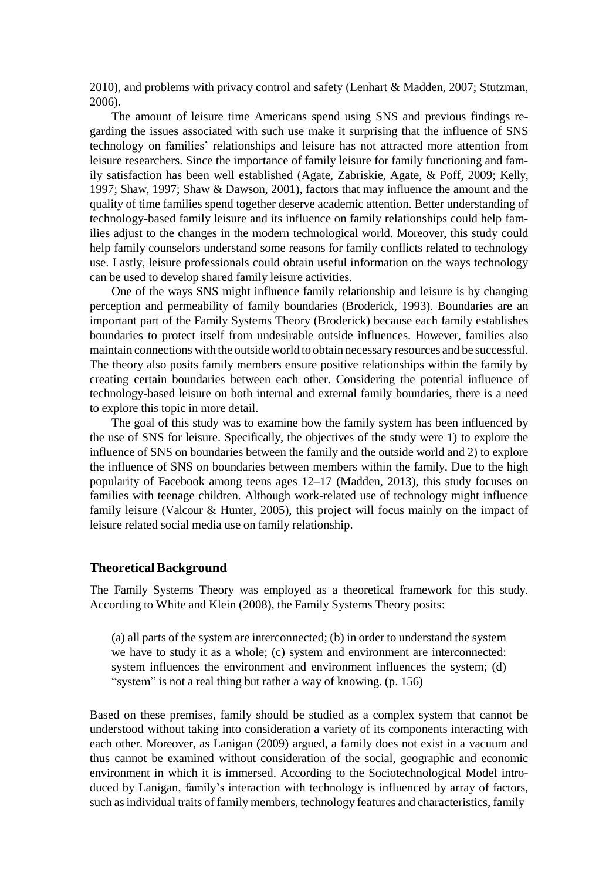2010), and problems with privacy control and safety (Lenhart & Madden, 2007; Stutzman, 2006).

The amount of leisure time Americans spend using SNS and previous findings regarding the issues associated with such use make it surprising that the influence of SNS technology on families' relationships and leisure has not attracted more attention from leisure researchers. Since the importance of family leisure for family functioning and family satisfaction has been well established (Agate, Zabriskie, Agate, & Poff, 2009; Kelly, 1997; Shaw, 1997; Shaw & Dawson, 2001), factors that may influence the amount and the quality of time families spend together deserve academic attention. Better understanding of technology-based family leisure and its influence on family relationships could help families adjust to the changes in the modern technological world. Moreover, this study could help family counselors understand some reasons for family conflicts related to technology use. Lastly, leisure professionals could obtain useful information on the ways technology can be used to develop shared family leisure activities.

One of the ways SNS might influence family relationship and leisure is by changing perception and permeability of family boundaries (Broderick, 1993). Boundaries are an important part of the Family Systems Theory (Broderick) because each family establishes boundaries to protect itself from undesirable outside influences. However, families also maintain connections with the outside world to obtain necessary resources and be successful. The theory also posits family members ensure positive relationships within the family by creating certain boundaries between each other. Considering the potential influence of technology-based leisure on both internal and external family boundaries, there is a need to explore this topic in more detail.

The goal of this study was to examine how the family system has been influenced by the use of SNS for leisure. Specifically, the objectives of the study were 1) to explore the influence of SNS on boundaries between the family and the outside world and 2) to explore the influence of SNS on boundaries between members within the family. Due to the high popularity of Facebook among teens ages 12–17 (Madden, 2013), this study focuses on families with teenage children. Although work-related use of technology might influence family leisure (Valcour & Hunter, 2005), this project will focus mainly on the impact of leisure related social media use on family relationship.

## Theoretical Background

The Family Systems Theory was employed as a theoretical framework for this study. According to White and Klein (2008), the Family Systems Theory posits:

> (a) all parts of the system are interconnected; (b) in order to understand the system we have to study it as a whole; (c) system and environment are interconnected: system influences the environment and environment influences the system; (d) "system" is not a real thing but rather a way of knowing. (p. 156)

Based on these premises, family should be studied as a complex system that cannot be understood without taking into consideration a variety of its components interacting with each other. Moreover, as Lanigan (2009) argued, a family does not exist in a vacuum and thus cannot be examined without consideration of the social, geographic and economic environment in which it is immersed. According to the Sociotechnological Model introduced by Lanigan, family's interaction with technology is influenced by array of factors, such as individual traits of family members, technology features and characteristics, family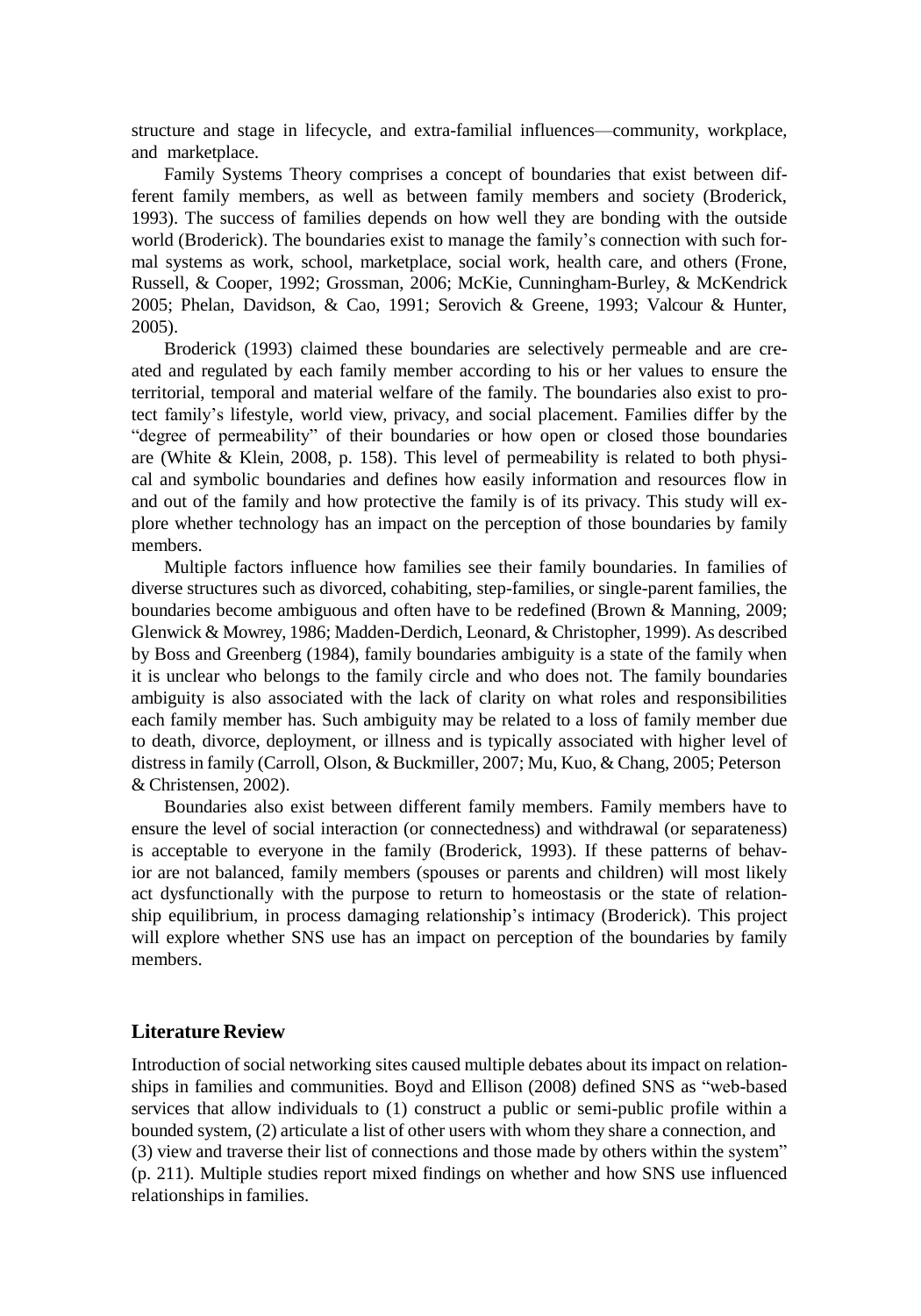structure and stage in lifecycle, and extra-familial influences—community, workplace, and marketplace.

Family Systems Theory comprises a concept of boundaries that exist between different family members, as well as between family members and society (Broderick, 1993). The success of families depends on how well they are bonding with the outside world (Broderick). The boundaries exist to manage the family's connection with such formal systems as work, school, marketplace, social work, health care, and others (Frone, Russell, & Cooper, 1992; Grossman, 2006; McKie, Cunningham-Burley, & McKendrick 2005; Phelan, Davidson, & Cao, 1991; Serovich & Greene, 1993; Valcour & Hunter, 2005).

Broderick (1993) claimed these boundaries are selectively permeable and are created and regulated by each family member according to his or her values to ensure the territorial, temporal and material welfare of the family. The boundaries also exist to protect family's lifestyle, world view, privacy, and social placement. Families differ by the "degree of permeability" of their boundaries or how open or closed those boundaries are (White & Klein, 2008, p. 158). This level of permeability is related to both physical and symbolic boundaries and defines how easily information and resources flow in and out of the family and how protective the family is of its privacy. This study will explore whether technology has an impact on the perception of those boundaries by family members.

Multiple factors influence how families see their family boundaries. In families of diverse structures such as divorced, cohabiting, step-families, or single-parent families, the boundaries become ambiguous and often have to be redefined (Brown & Manning, 2009; Glenwick & Mowrey, 1986; Madden-Derdich, Leonard, & Christopher, 1999). As described by Boss and Greenberg (1984), family boundaries ambiguity is a state of the family when it is unclear who belongs to the family circle and who does not. The family boundaries ambiguity is also associated with the lack of clarity on what roles and responsibilities each family member has. Such ambiguity may be related to a loss of family member due to death, divorce, deployment, or illness and is typically associated with higher level of distress in family (Carroll, Olson, & Buckmiller, 2007; Mu, Kuo, & Chang, 2005; Peterson & Christensen, 2002).

Boundaries also exist between different family members. Family members have to ensure the level of social interaction (or connectedness) and withdrawal (or separateness) is acceptable to everyone in the family (Broderick, 1993). If these patterns of behavior are not balanced, family members (spouses or parents and children) will most likely act dysfunctionally with the purpose to return to homeostasis or the state of relationship equilibrium, in process damaging relationship's intimacy (Broderick). This project will explore whether SNS use has an impact on perception of the boundaries by family members.

## Literature Review

Introduction of social networking sites caused multiple debates about its impact on relationships in families and communities. Boyd and Ellison (2008) defined SNS as "web-based services that allow individuals to (1) construct a public or semi-public profile within a bounded system, (2) articulate a list of other users with whom they share a connection, and (3) view and traverse their list of connections and those made by others within the system" (p. 211). Multiple studies report mixed findings on whether and how SNS use influenced relationships in families.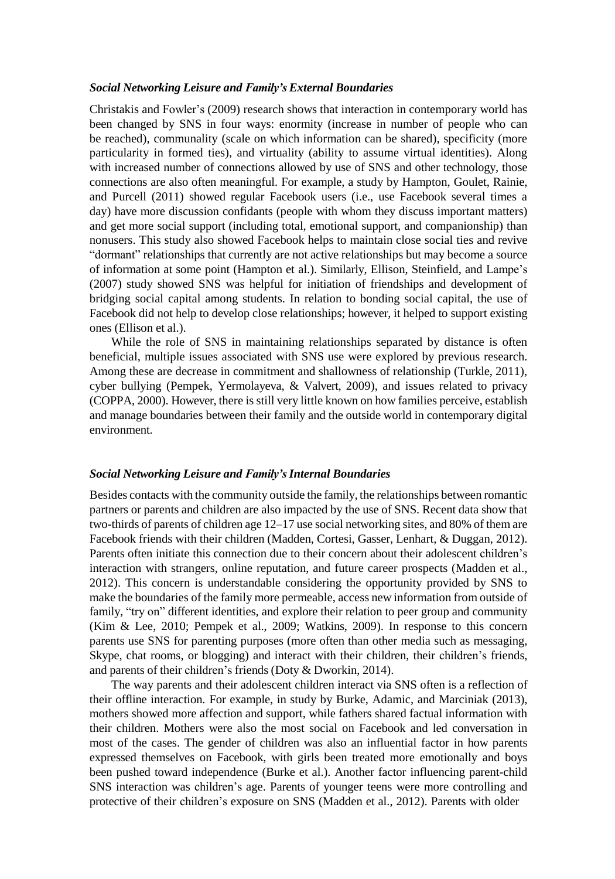### *Social Networking Leisure and Family's External Boundaries*

Christakis and Fowler's (2009) research shows that interaction in contemporary world has been changed by SNS in four ways: enormity (increase in number of people who can be reached), communality (scale on which information can be shared), specificity (more particularity in formed ties), and virtuality (ability to assume virtual identities). Along with increased number of connections allowed by use of SNS and other technology, those connections are also often meaningful. For example, a study by Hampton, Goulet, Rainie, and Purcell (2011) showed regular Facebook users (i.e., use Facebook several times a day) have more discussion confidants (people with whom they discuss important matters) and get more social support (including total, emotional support, and companionship) than nonusers. This study also showed Facebook helps to maintain close social ties and revive "dormant" relationships that currently are not active relationships but may become a source of information at some point (Hampton et al.). Similarly, Ellison, Steinfield, and Lampe's (2007) study showed SNS was helpful for initiation of friendships and development of bridging social capital among students. In relation to bonding social capital, the use of Facebook did not help to develop close relationships; however, it helped to support existing ones (Ellison et al.).

While the role of SNS in maintaining relationships separated by distance is often beneficial, multiple issues associated with SNS use were explored by previous research. Among these are decrease in commitment and shallowness of relationship (Turkle, 2011), cyber bullying (Pempek, Yermolayeva, & Valvert, 2009), and issues related to privacy (COPPA, 2000). However, there is still very little known on how families perceive, establish and manage boundaries between their family and the outside world in contemporary digital environment.

### *Social Networking Leisure and Family's Internal Boundaries*

Besides contacts with the community outside the family, the relationships between romantic partners or parents and children are also impacted by the use of SNS. Recent data show that two-thirds of parents of children age 12–17 use social networking sites, and 80% of them are Facebook friends with their children (Madden, Cortesi, Gasser, Lenhart, & Duggan, 2012). Parents often initiate this connection due to their concern about their adolescent children's interaction with strangers, online reputation, and future career prospects (Madden et al., 2012). This concern is understandable considering the opportunity provided by SNS to make the boundaries of the family more permeable, access new information from outside of family, "try on" different identities, and explore their relation to peer group and community (Kim & Lee, 2010; Pempek et al., 2009; Watkins, 2009). In response to this concern parents use SNS for parenting purposes (more often than other media such as messaging, Skype, chat rooms, or blogging) and interact with their children, their children's friends, and parents of their children's friends (Doty & Dworkin, 2014).

The way parents and their adolescent children interact via SNS often is a reflection of their offline interaction. For example, in study by Burke, Adamic, and Marciniak (2013), mothers showed more affection and support, while fathers shared factual information with their children. Mothers were also the most social on Facebook and led conversation in most of the cases. The gender of children was also an influential factor in how parents expressed themselves on Facebook, with girls been treated more emotionally and boys been pushed toward independence (Burke et al.). Another factor influencing parent-child SNS interaction was children's age. Parents of younger teens were more controlling and protective of their children's exposure on SNS (Madden et al., 2012). Parents with older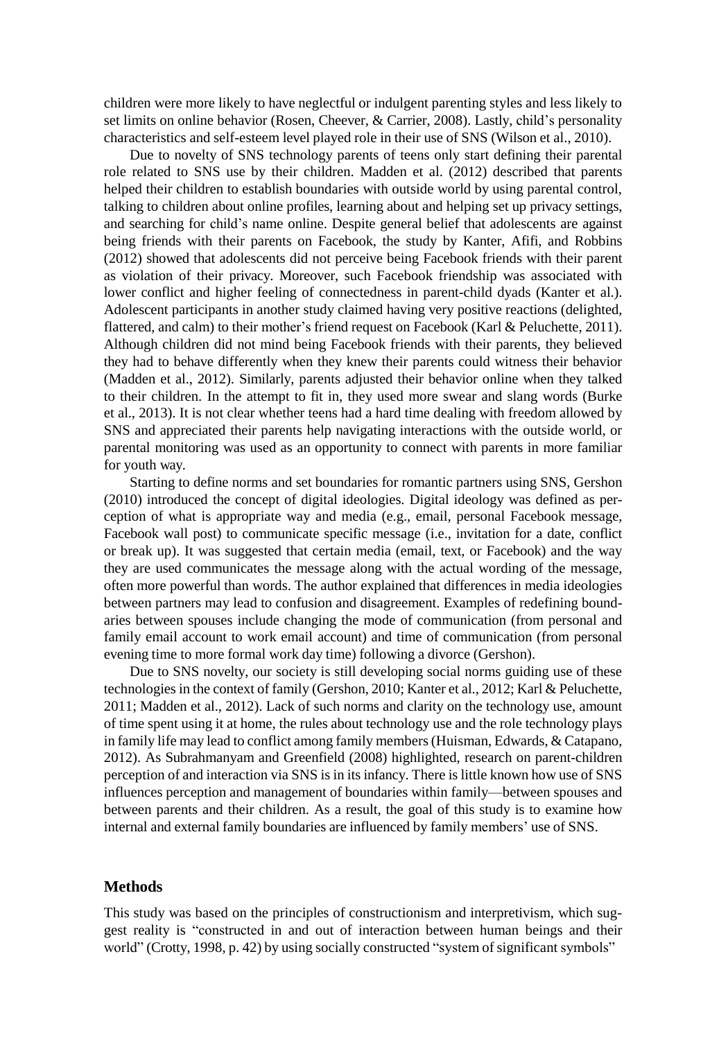children were more likely to have neglectful or indulgent parenting styles and less likely to set limits on online behavior (Rosen, Cheever, & Carrier, 2008). Lastly, child's personality characteristics and self-esteem level played role in their use of SNS (Wilson et al., 2010).

Due to novelty of SNS technology parents of teens only start defining their parental role related to SNS use by their children. Madden et al. (2012) described that parents helped their children to establish boundaries with outside world by using parental control, talking to children about online profiles, learning about and helping set up privacy settings, and searching for child's name online. Despite general belief that adolescents are against being friends with their parents on Facebook, the study by Kanter, Afifi, and Robbins (2012) showed that adolescents did not perceive being Facebook friends with their parent as violation of their privacy. Moreover, such Facebook friendship was associated with lower conflict and higher feeling of connectedness in parent-child dyads (Kanter et al.). Adolescent participants in another study claimed having very positive reactions (delighted, flattered, and calm) to their mother's friend request on Facebook (Karl & Peluchette, 2011). Although children did not mind being Facebook friends with their parents, they believed they had to behave differently when they knew their parents could witness their behavior (Madden et al., 2012). Similarly, parents adjusted their behavior online when they talked to their children. In the attempt to fit in, they used more swear and slang words (Burke et al., 2013). It is not clear whether teens had a hard time dealing with freedom allowed by SNS and appreciated their parents help navigating interactions with the outside world, or parental monitoring was used as an opportunity to connect with parents in more familiar for youth way.

Starting to define norms and set boundaries for romantic partners using SNS, Gershon (2010) introduced the concept of digital ideologies. Digital ideology was defined as perception of what is appropriate way and media (e.g., email, personal Facebook message, Facebook wall post) to communicate specific message (i.e., invitation for a date, conflict or break up). It was suggested that certain media (email, text, or Facebook) and the way they are used communicates the message along with the actual wording of the message, often more powerful than words. The author explained that differences in media ideologies between partners may lead to confusion and disagreement. Examples of redefining boundaries between spouses include changing the mode of communication (from personal and family email account to work email account) and time of communication (from personal evening time to more formal work day time) following a divorce (Gershon).

Due to SNS novelty, our society is still developing social norms guiding use of these technologies in the context of family (Gershon, 2010; Kanter et al., 2012; Karl & Peluchette, 2011; Madden et al., 2012). Lack of such norms and clarity on the technology use, amount of time spent using it at home, the rules about technology use and the role technology plays in family life may lead to conflict among family members (Huisman, Edwards, & Catapano, 2012). As Subrahmanyam and Greenfield (2008) highlighted, research on parent-children perception of and interaction via SNS is in its infancy. There is little known how use of SNS influences perception and management of boundaries within family—between spouses and between parents and their children. As a result, the goal of this study is to examine how internal and external family boundaries are influenced by family members' use of SNS.

## Methods

This study was based on the principles of constructionism and interpretivism, which suggest reality is "constructed in and out of interaction between human beings and their world" (Crotty, 1998, p. 42) by using socially constructed "system of significant symbols"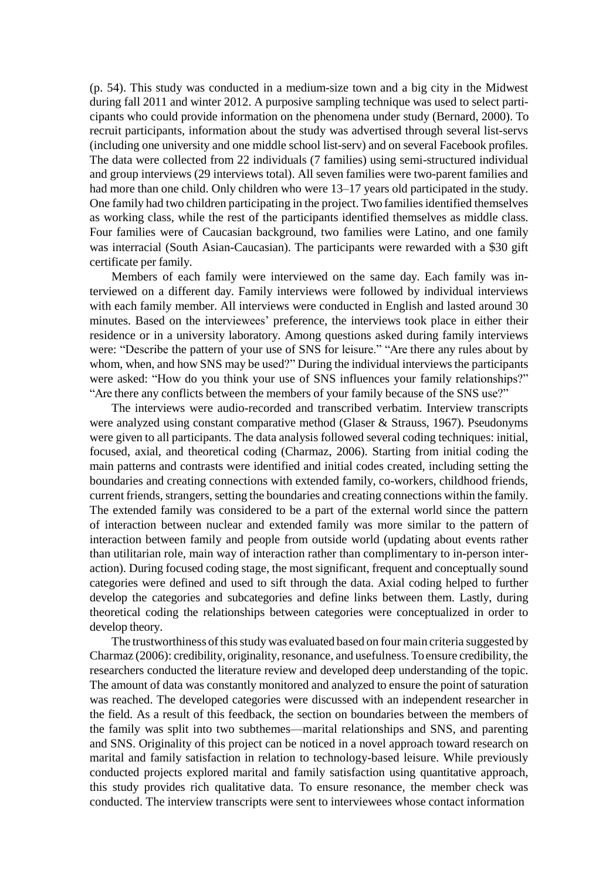(p. 54). This study was conducted in a medium-size town and a big city in the Midwest during fall 2011 and winter 2012. A purposive sampling technique was used to select participants who could provide information on the phenomena under study (Bernard, 2000). To recruit participants, information about the study was advertised through several list-servs (including one university and one middle school list-serv) and on several Facebook profiles. The data were collected from 22 individuals (7 families) using semi-structured individual and group interviews (29 interviews total). All seven families were two-parent families and had more than one child. Only children who were 13–17 years old participated in the study. One family had two children participating in the project. Two families identified themselves as working class, while the rest of the participants identified themselves as middle class. Four families were of Caucasian background, two families were Latino, and one family was interracial (South Asian-Caucasian). The participants were rewarded with a $30 gift certificate per family.

Members of each family were interviewed on the same day. Each family was interviewed on a different day. Family interviews were followed by individual interviews with each family member. All interviews were conducted in English and lasted around 30 minutes. Based on the interviewees' preference, the interviews took place in either their residence or in a university laboratory. Among questions asked during family interviews were: "Describe the pattern of your use of SNS for leisure." "Are there any rules about by whom, when, and how SNS may be used?" During the individual interviews the participants were asked: "How do you think your use of SNS influences your family relationships?" "Are there any conflicts between the members of your family because of the SNS use?"

The interviews were audio-recorded and transcribed verbatim. Interview transcripts were analyzed using constant comparative method (Glaser & Strauss, 1967). Pseudonyms were given to all participants. The data analysis followed several coding techniques: initial, focused, axial, and theoretical coding (Charmaz, 2006). Starting from initial coding the main patterns and contrasts were identified and initial codes created, including setting the boundaries and creating connections with extended family, co-workers, childhood friends, current friends, strangers, setting the boundaries and creating connections within the family. The extended family was considered to be a part of the external world since the pattern of interaction between nuclear and extended family was more similar to the pattern of interaction between family and people from outside world (updating about events rather than utilitarian role, main way of interaction rather than complimentary to in-person interaction). During focused coding stage, the most significant, frequent and conceptually sound categories were defined and used to sift through the data. Axial coding helped to further develop the categories and subcategories and define links between them. Lastly, during theoretical coding the relationships between categories were conceptualized in order to develop theory.

The trustworthiness of this study was evaluated based on four main criteria suggested by Charmaz (2006): credibility, originality, resonance, and usefulness. To ensure credibility, the researchers conducted the literature review and developed deep understanding of the topic. The amount of data was constantly monitored and analyzed to ensure the point of saturation was reached. The developed categories were discussed with an independent researcher in the field. As a result of this feedback, the section on boundaries between the members of the family was split into two subthemes—marital relationships and SNS, and parenting and SNS. Originality of this project can be noticed in a novel approach toward research on marital and family satisfaction in relation to technology-based leisure. While previously conducted projects explored marital and family satisfaction using quantitative approach, this study provides rich qualitative data. To ensure resonance, the member check was conducted. The interview transcripts were sent to interviewees whose contact information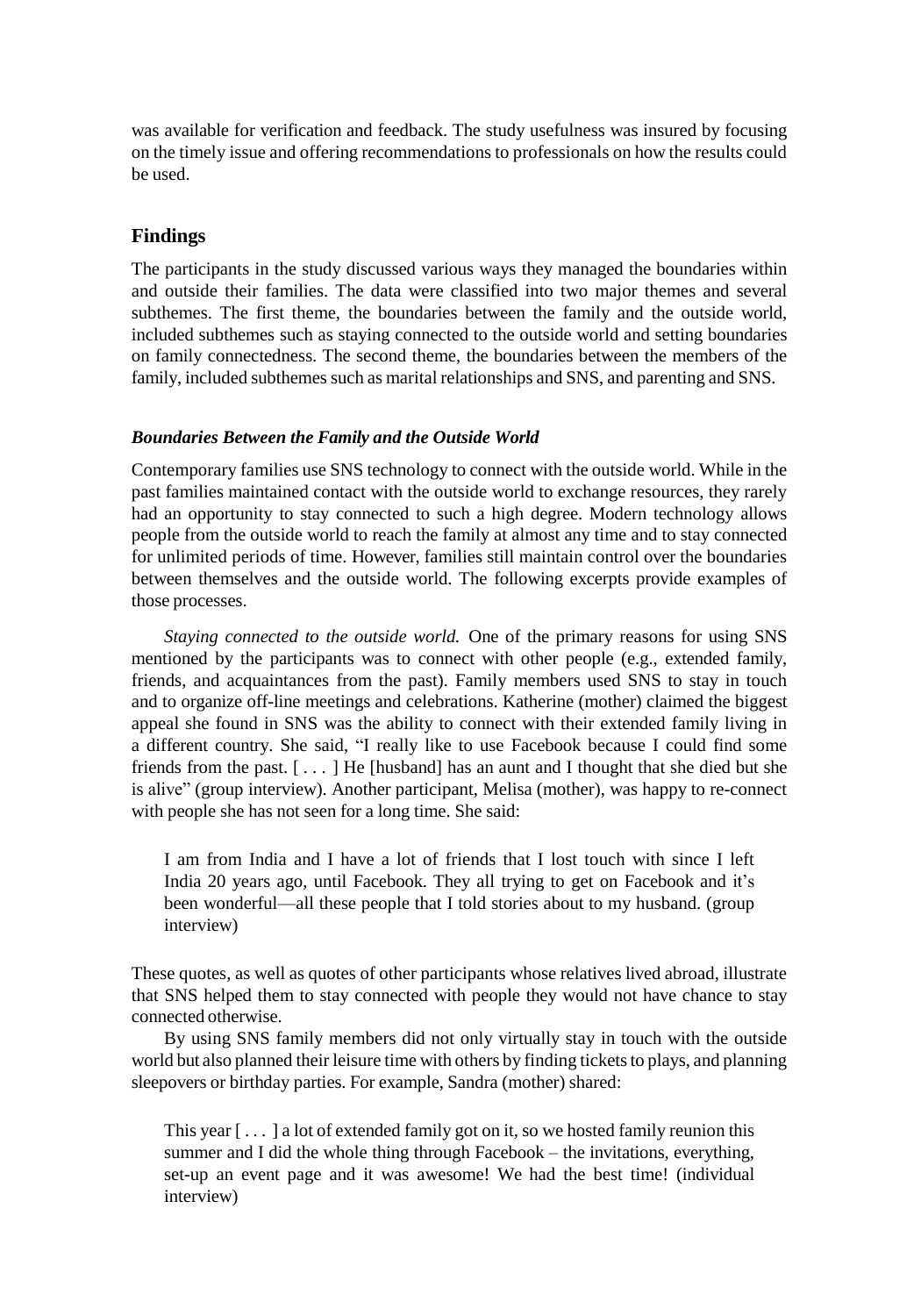was available for verification and feedback. The study usefulness was insured by focusing on the timely issue and offering recommendations to professionals on how the results could be used.

## Findings

The participants in the study discussed various ways they managed the boundaries within and outside their families. The data were classified into two major themes and several subthemes. The first theme, the boundaries between the family and the outside world, included subthemes such as staying connected to the outside world and setting boundaries on family connectedness. The second theme, the boundaries between the members of the family, included subthemes such as marital relationships and SNS, and parenting and SNS.

### *Boundaries Between the Family and the Outside World*

Contemporary families use SNS technology to connect with the outside world. While in the past families maintained contact with the outside world to exchange resources, they rarely had an opportunity to stay connected to such a high degree. Modern technology allows people from the outside world to reach the family at almost any time and to stay connected for unlimited periods of time. However, families still maintain control over the boundaries between themselves and the outside world. The following excerpts provide examples of those processes.

*Staying connected to the outside world.* One of the primary reasons for using SNS mentioned by the participants was to connect with other people (e.g., extended family, friends, and acquaintances from the past). Family members used SNS to stay in touch and to organize off-line meetings and celebrations. Katherine (mother) claimed the biggest appeal she found in SNS was the ability to connect with their extended family living in a different country. She said, "I really like to use Facebook because I could find some friends from the past. [ . . . ] He [husband] has an aunt and I thought that she died but she is alive" (group interview). Another participant, Melisa (mother), was happy to re-connect with people she has not seen for a long time. She said:

> I am from India and I have a lot of friends that I lost touch with since I left India 20 years ago, until Facebook. They all trying to get on Facebook and it's been wonderful—all these people that I told stories about to my husband. (group interview)

These quotes, as well as quotes of other participants whose relatives lived abroad, illustrate that SNS helped them to stay connected with people they would not have chance to stay connected otherwise.

By using SNS family members did not only virtually stay in touch with the outside world but also planned their leisure time with others by finding tickets to plays, and planning sleepovers or birthday parties. For example, Sandra (mother) shared:

> This year [ . . . ] a lot of extended family got on it, so we hosted family reunion this summer and I did the whole thing through Facebook – the invitations, everything, set-up an event page and it was awesome! We had the best time! (individual interview)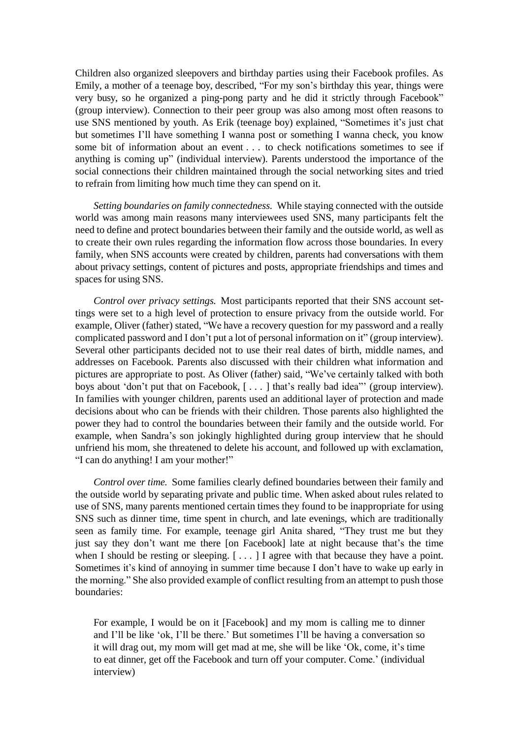Children also organized sleepovers and birthday parties using their Facebook profiles. As Emily, a mother of a teenage boy, described, "For my son's birthday this year, things were very busy, so he organized a ping-pong party and he did it strictly through Facebook" (group interview). Connection to their peer group was also among most often reasons to use SNS mentioned by youth. As Erik (teenage boy) explained, "Sometimes it's just chat but sometimes I'll have something I wanna post or something I wanna check, you know some bit of information about an event . . . to check notifications sometimes to see if anything is coming up" (individual interview). Parents understood the importance of the social connections their children maintained through the social networking sites and tried to refrain from limiting how much time they can spend on it.

*Setting boundaries on family connectedness.* While staying connected with the outside world was among main reasons many interviewees used SNS, many participants felt the need to define and protect boundaries between their family and the outside world, as well as to create their own rules regarding the information flow across those boundaries. In every family, when SNS accounts were created by children, parents had conversations with them about privacy settings, content of pictures and posts, appropriate friendships and times and spaces for using SNS.

*Control over privacy settings.* Most participants reported that their SNS account settings were set to a high level of protection to ensure privacy from the outside world. For example, Oliver (father) stated, "We have a recovery question for my password and a really complicated password and I don't put a lot of personal information on it" (group interview). Several other participants decided not to use their real dates of birth, middle names, and addresses on Facebook. Parents also discussed with their children what information and pictures are appropriate to post. As Oliver (father) said, "We've certainly talked with both boys about 'don't put that on Facebook, [ . . . ] that's really bad idea"' (group interview). In families with younger children, parents used an additional layer of protection and made decisions about who can be friends with their children. Those parents also highlighted the power they had to control the boundaries between their family and the outside world. For example, when Sandra's son jokingly highlighted during group interview that he should unfriend his mom, she threatened to delete his account, and followed up with exclamation, "I can do anything! I am your mother!"

*Control over time.* Some families clearly defined boundaries between their family and the outside world by separating private and public time. When asked about rules related to use of SNS, many parents mentioned certain times they found to be inappropriate for using SNS such as dinner time, time spent in church, and late evenings, which are traditionally seen as family time. For example, teenage girl Anita shared, "They trust me but they just say they don't want me there [on Facebook] late at night because that's the time when I should be resting or sleeping. [ . . . ] I agree with that because they have a point. Sometimes it's kind of annoying in summer time because I don't have to wake up early in the morning." She also provided example of conflict resulting from an attempt to push those boundaries:

> For example, I would be on it [Facebook] and my mom is calling me to dinner and I'll be like 'ok, I'll be there.' But sometimes I'll be having a conversation so it will drag out, my mom will get mad at me, she will be like 'Ok, come, it's time to eat dinner, get off the Facebook and turn off your computer. Come.' (individual interview)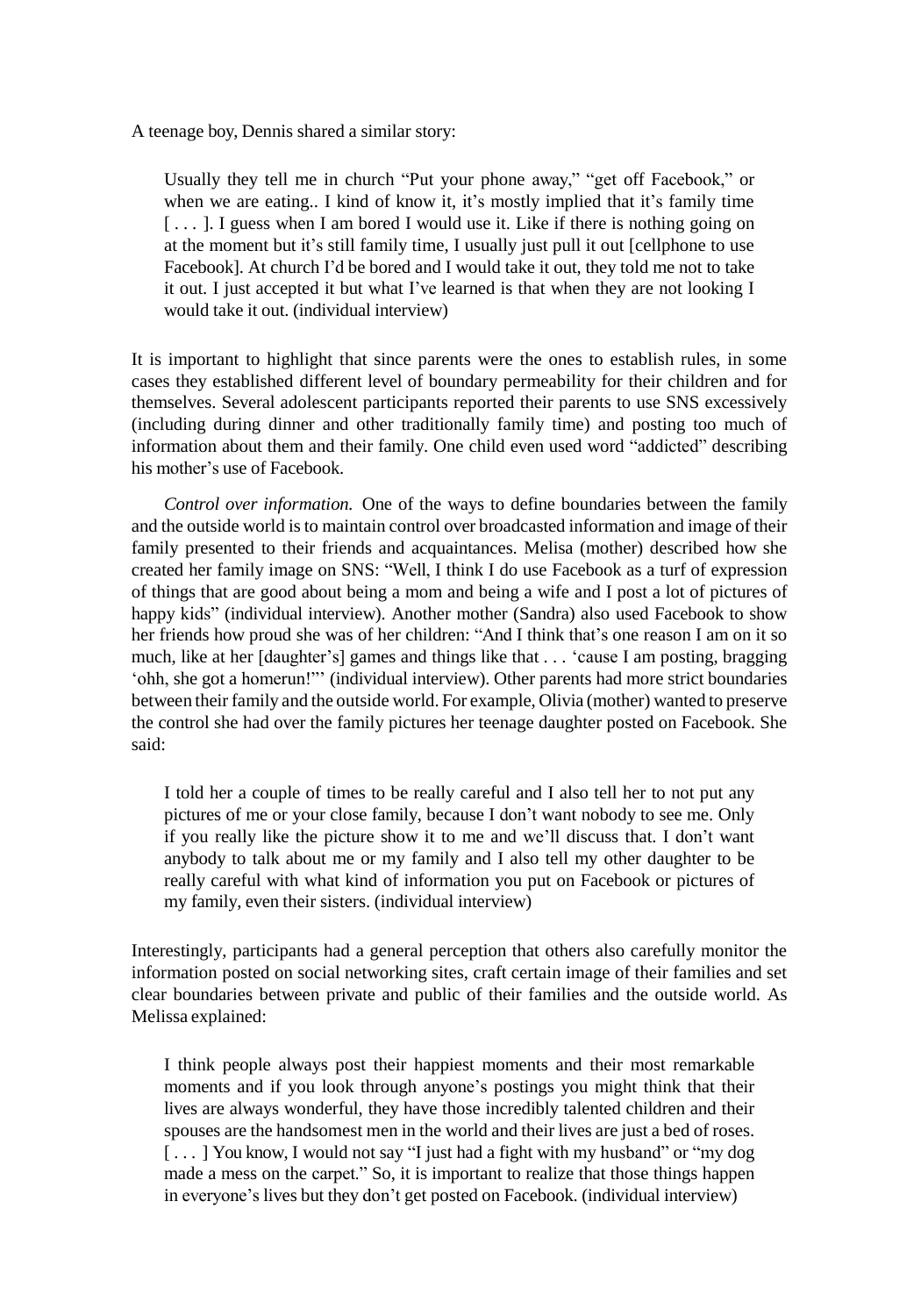A teenage boy, Dennis shared a similar story:

> Usually they tell me in church "Put your phone away," "get off Facebook," or when we are eating.. I kind of know it, it's mostly implied that it's family time [ . . . ]. I guess when I am bored I would use it. Like if there is nothing going on at the moment but it's still family time, I usually just pull it out [cellphone to use Facebook]. At church I'd be bored and I would take it out, they told me not to take it out. I just accepted it but what I've learned is that when they are not looking I would take it out. (individual interview)

It is important to highlight that since parents were the ones to establish rules, in some cases they established different level of boundary permeability for their children and for themselves. Several adolescent participants reported their parents to use SNS excessively (including during dinner and other traditionally family time) and posting too much of information about them and their family. One child even used word "addicted" describing his mother's use of Facebook.

*Control over information.* One of the ways to define boundaries between the family and the outside world is to maintain control over broadcasted information and image of their family presented to their friends and acquaintances. Melisa (mother) described how she created her family image on SNS: "Well, I think I do use Facebook as a turf of expression of things that are good about being a mom and being a wife and I post a lot of pictures of happy kids" (individual interview). Another mother (Sandra) also used Facebook to show her friends how proud she was of her children: "And I think that's one reason I am on it so much, like at her [daughter's] games and things like that . . . 'cause I am posting, bragging 'ohh, she got a homerun!"' (individual interview). Other parents had more strict boundaries between their family and the outside world. For example, Olivia (mother) wanted to preserve the control she had over the family pictures her teenage daughter posted on Facebook. She said:

> I told her a couple of times to be really careful and I also tell her to not put any pictures of me or your close family, because I don't want nobody to see me. Only if you really like the picture show it to me and we'll discuss that. I don't want anybody to talk about me or my family and I also tell my other daughter to be really careful with what kind of information you put on Facebook or pictures of my family, even their sisters. (individual interview)

Interestingly, participants had a general perception that others also carefully monitor the information posted on social networking sites, craft certain image of their families and set clear boundaries between private and public of their families and the outside world. As Melissa explained:

> I think people always post their happiest moments and their most remarkable moments and if you look through anyone's postings you might think that their lives are always wonderful, they have those incredibly talented children and their spouses are the handsomest men in the world and their lives are just a bed of roses. [ . . . ] You know, I would not say "I just had a fight with my husband" or "my dog made a mess on the carpet." So, it is important to realize that those things happen in everyone's lives but they don't get posted on Facebook. (individual interview)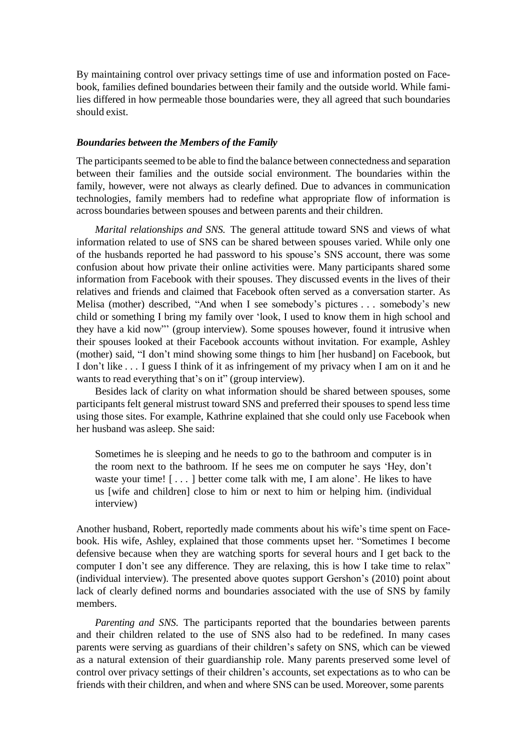By maintaining control over privacy settings time of use and information posted on Facebook, families defined boundaries between their family and the outside world. While families differed in how permeable those boundaries were, they all agreed that such boundaries should exist.

### *Boundaries between the Members of the Family*

The participants seemed to be able to find the balance between connectedness and separation between their families and the outside social environment. The boundaries within the family, however, were not always as clearly defined. Due to advances in communication technologies, family members had to redefine what appropriate flow of information is across boundaries between spouses and between parents and their children.

*Marital relationships and SNS.* The general attitude toward SNS and views of what information related to use of SNS can be shared between spouses varied. While only one of the husbands reported he had password to his spouse's SNS account, there was some confusion about how private their online activities were. Many participants shared some information from Facebook with their spouses. They discussed events in the lives of their relatives and friends and claimed that Facebook often served as a conversation starter. As Melisa (mother) described, "And when I see somebody's pictures . . . somebody's new child or something I bring my family over 'look, I used to know them in high school and they have a kid now'" (group interview). Some spouses however, found it intrusive when their spouses looked at their Facebook accounts without invitation. For example, Ashley (mother) said, "I don't mind showing some things to him [her husband] on Facebook, but I don't like . . . I guess I think of it as infringement of my privacy when I am on it and he wants to read everything that's on it" (group interview).

Besides lack of clarity on what information should be shared between spouses, some participants felt general mistrust toward SNS and preferred their spouses to spend less time using those sites. For example, Kathrine explained that she could only use Facebook when her husband was asleep. She said:

> Sometimes he is sleeping and he needs to go to the bathroom and computer is in the room next to the bathroom. If he sees me on computer he says 'Hey, don't waste your time! [ . . . ] better come talk with me, I am alone'. He likes to have us [wife and children] close to him or next to him or helping him. (individual interview)

Another husband, Robert, reportedly made comments about his wife's time spent on Facebook. His wife, Ashley, explained that those comments upset her. "Sometimes I become defensive because when they are watching sports for several hours and I get back to the computer I don't see any difference. They are relaxing, this is how I take time to relax" (individual interview). The presented above quotes support Gershon's (2010) point about lack of clearly defined norms and boundaries associated with the use of SNS by family members.

*Parenting and SNS.* The participants reported that the boundaries between parents and their children related to the use of SNS also had to be redefined. In many cases parents were serving as guardians of their children's safety on SNS, which can be viewed as a natural extension of their guardianship role. Many parents preserved some level of control over privacy settings of their children's accounts, set expectations as to who can be friends with their children, and when and where SNS can be used. Moreover, some parents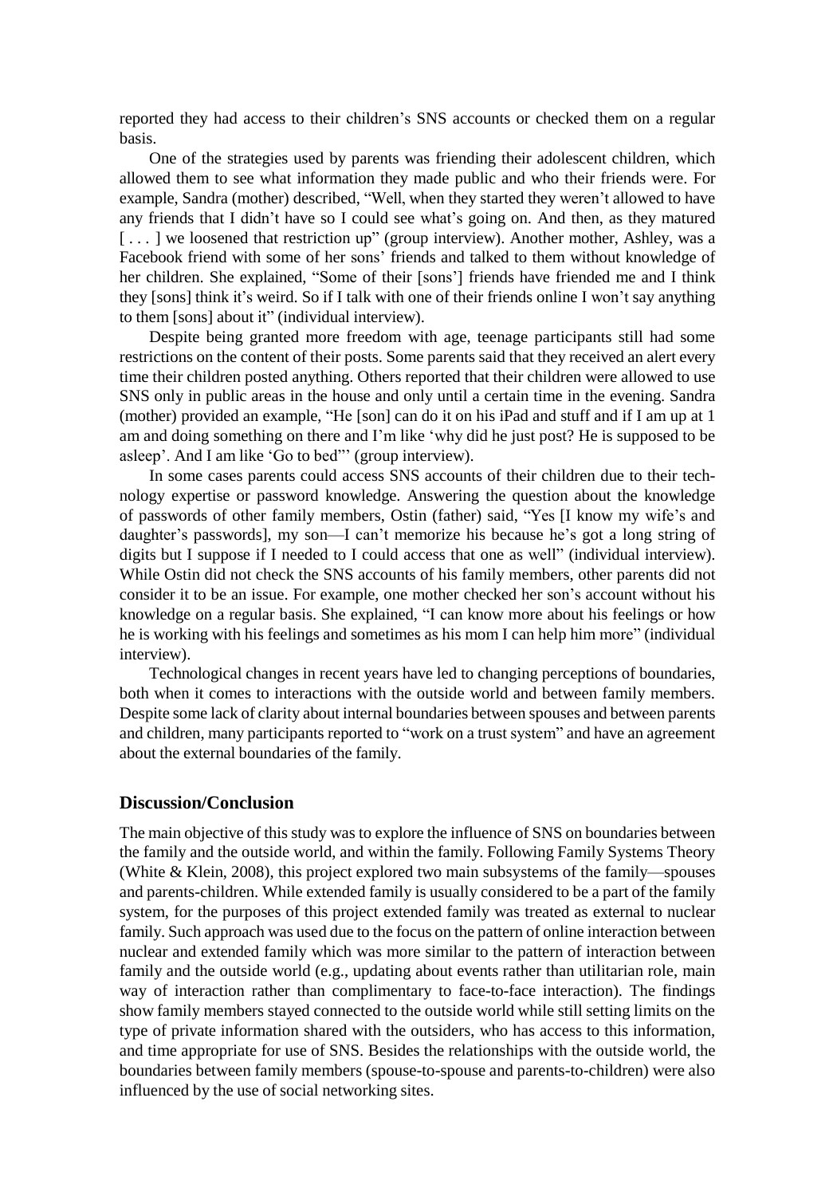reported they had access to their children's SNS accounts or checked them on a regular basis.

One of the strategies used by parents was friending their adolescent children, which allowed them to see what information they made public and who their friends were. For example, Sandra (mother) described, "Well, when they started they weren't allowed to have any friends that I didn't have so I could see what's going on. And then, as they matured [ . . . ] we loosened that restriction up" (group interview). Another mother, Ashley, was a Facebook friend with some of her sons' friends and talked to them without knowledge of her children. She explained, "Some of their [sons'] friends have friended me and I think they [sons] think it's weird. So if I talk with one of their friends online I won't say anything to them [sons] about it" (individual interview).

Despite being granted more freedom with age, teenage participants still had some restrictions on the content of their posts. Some parents said that they received an alert every time their children posted anything. Others reported that their children were allowed to use SNS only in public areas in the house and only until a certain time in the evening. Sandra (mother) provided an example, "He [son] can do it on his iPad and stuff and if I am up at 1 am and doing something on there and I'm like 'why did he just post? He is supposed to be asleep'. And I am like 'Go to bed"' (group interview).

In some cases parents could access SNS accounts of their children due to their technology expertise or password knowledge. Answering the question about the knowledge of passwords of other family members, Ostin (father) said, "Yes [I know my wife's and daughter's passwords], my son—I can't memorize his because he's got a long string of digits but I suppose if I needed to I could access that one as well" (individual interview). While Ostin did not check the SNS accounts of his family members, other parents did not consider it to be an issue. For example, one mother checked her son's account without his knowledge on a regular basis. She explained, "I can know more about his feelings or how he is working with his feelings and sometimes as his mom I can help him more" (individual interview).

Technological changes in recent years have led to changing perceptions of boundaries, both when it comes to interactions with the outside world and between family members. Despite some lack of clarity about internal boundaries between spouses and between parents and children, many participants reported to "work on a trust system" and have an agreement about the external boundaries of the family.

## Discussion/Conclusion

The main objective of this study was to explore the influence of SNS on boundaries between the family and the outside world, and within the family. Following Family Systems Theory (White & Klein, 2008), this project explored two main subsystems of the family—spouses and parents-children. While extended family is usually considered to be a part of the family system, for the purposes of this project extended family was treated as external to nuclear family. Such approach was used due to the focus on the pattern of online interaction between nuclear and extended family which was more similar to the pattern of interaction between family and the outside world (e.g., updating about events rather than utilitarian role, main way of interaction rather than complimentary to face-to-face interaction). The findings show family members stayed connected to the outside world while still setting limits on the type of private information shared with the outsiders, who has access to this information, and time appropriate for use of SNS. Besides the relationships with the outside world, the boundaries between family members (spouse-to-spouse and parents-to-children) were also influenced by the use of social networking sites.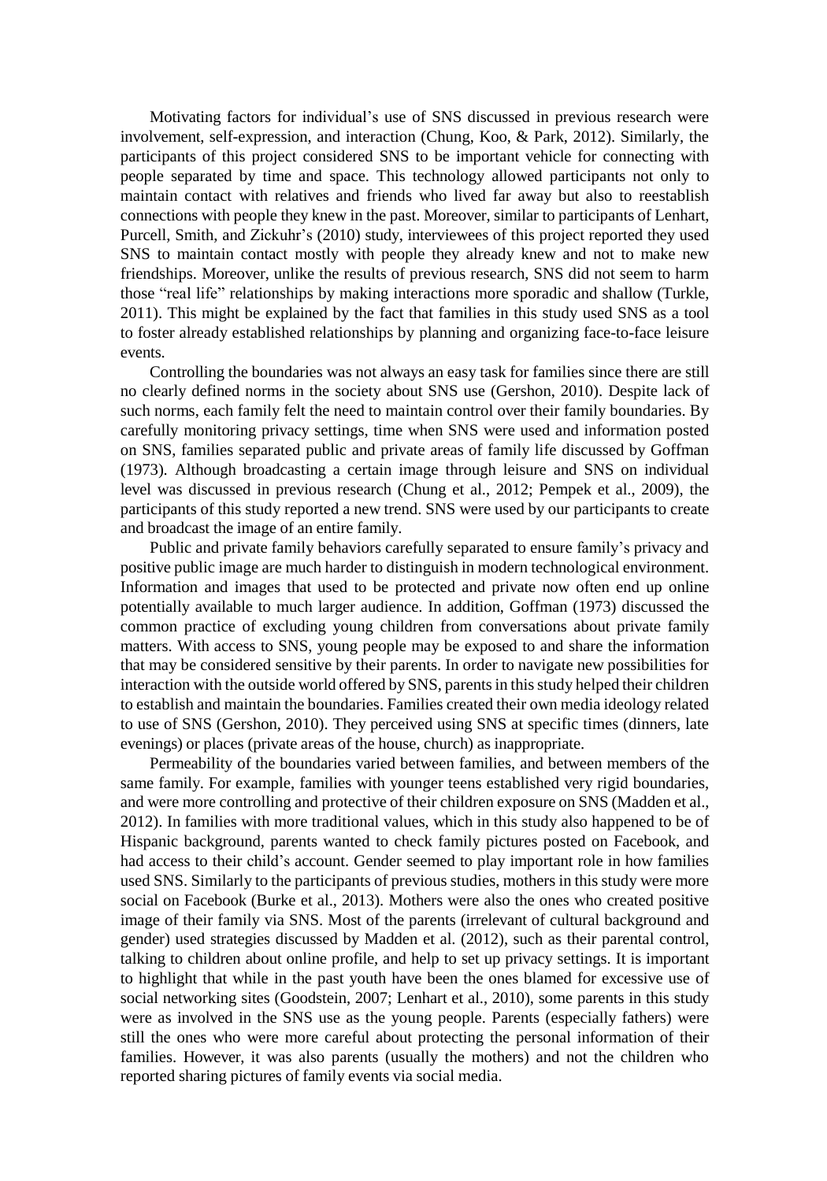Motivating factors for individual's use of SNS discussed in previous research were involvement, self-expression, and interaction (Chung, Koo, & Park, 2012). Similarly, the participants of this project considered SNS to be important vehicle for connecting with people separated by time and space. This technology allowed participants not only to maintain contact with relatives and friends who lived far away but also to reestablish connections with people they knew in the past. Moreover, similar to participants of Lenhart, Purcell, Smith, and Zickuhr's (2010) study, interviewees of this project reported they used SNS to maintain contact mostly with people they already knew and not to make new friendships. Moreover, unlike the results of previous research, SNS did not seem to harm those "real life" relationships by making interactions more sporadic and shallow (Turkle, 2011). This might be explained by the fact that families in this study used SNS as a tool to foster already established relationships by planning and organizing face-to-face leisure events.

Controlling the boundaries was not always an easy task for families since there are still no clearly defined norms in the society about SNS use (Gershon, 2010). Despite lack of such norms, each family felt the need to maintain control over their family boundaries. By carefully monitoring privacy settings, time when SNS were used and information posted on SNS, families separated public and private areas of family life discussed by Goffman (1973). Although broadcasting a certain image through leisure and SNS on individual level was discussed in previous research (Chung et al., 2012; Pempek et al., 2009), the participants of this study reported a new trend. SNS were used by our participants to create and broadcast the image of an entire family.

Public and private family behaviors carefully separated to ensure family's privacy and positive public image are much harder to distinguish in modern technological environment. Information and images that used to be protected and private now often end up online potentially available to much larger audience. In addition, Goffman (1973) discussed the common practice of excluding young children from conversations about private family matters. With access to SNS, young people may be exposed to and share the information that may be considered sensitive by their parents. In order to navigate new possibilities for interaction with the outside world offered by SNS, parents in this study helped their children to establish and maintain the boundaries. Families created their own media ideology related to use of SNS (Gershon, 2010). They perceived using SNS at specific times (dinners, late evenings) or places (private areas of the house, church) as inappropriate.

Permeability of the boundaries varied between families, and between members of the same family. For example, families with younger teens established very rigid boundaries, and were more controlling and protective of their children exposure on SNS (Madden et al., 2012). In families with more traditional values, which in this study also happened to be of Hispanic background, parents wanted to check family pictures posted on Facebook, and had access to their child's account. Gender seemed to play important role in how families used SNS. Similarly to the participants of previous studies, mothers in this study were more social on Facebook (Burke et al., 2013). Mothers were also the ones who created positive image of their family via SNS. Most of the parents (irrelevant of cultural background and gender) used strategies discussed by Madden et al. (2012), such as their parental control, talking to children about online profile, and help to set up privacy settings. It is important to highlight that while in the past youth have been the ones blamed for excessive use of social networking sites (Goodstein, 2007; Lenhart et al., 2010), some parents in this study were as involved in the SNS use as the young people. Parents (especially fathers) were still the ones who were more careful about protecting the personal information of their families. However, it was also parents (usually the mothers) and not the children who reported sharing pictures of family events via social media.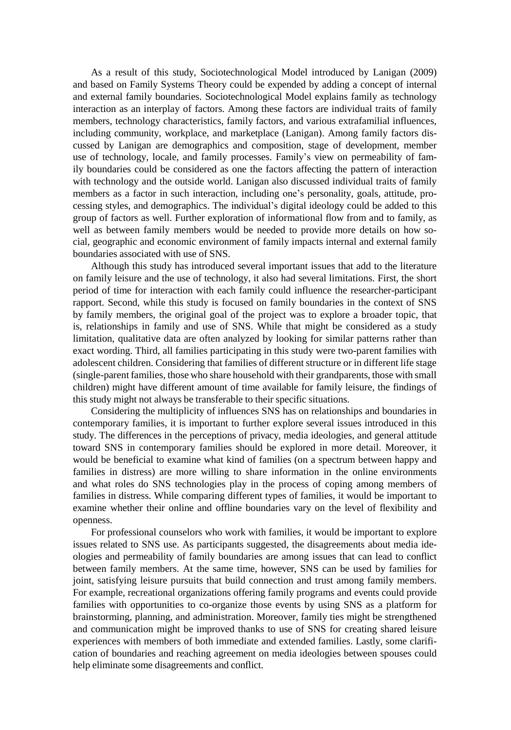As a result of this study, Sociotechnological Model introduced by Lanigan (2009) and based on Family Systems Theory could be expended by adding a concept of internal and external family boundaries. Sociotechnological Model explains family as technology interaction as an interplay of factors. Among these factors are individual traits of family members, technology characteristics, family factors, and various extrafamilial influences, including community, workplace, and marketplace (Lanigan). Among family factors discussed by Lanigan are demographics and composition, stage of development, member use of technology, locale, and family processes. Family's view on permeability of family boundaries could be considered as one the factors affecting the pattern of interaction with technology and the outside world. Lanigan also discussed individual traits of family members as a factor in such interaction, including one's personality, goals, attitude, processing styles, and demographics. The individual's digital ideology could be added to this group of factors as well. Further exploration of informational flow from and to family, as well as between family members would be needed to provide more details on how social, geographic and economic environment of family impacts internal and external family boundaries associated with use of SNS.

Although this study has introduced several important issues that add to the literature on family leisure and the use of technology, it also had several limitations. First, the short period of time for interaction with each family could influence the researcher-participant rapport. Second, while this study is focused on family boundaries in the context of SNS by family members, the original goal of the project was to explore a broader topic, that is, relationships in family and use of SNS. While that might be considered as a study limitation, qualitative data are often analyzed by looking for similar patterns rather than exact wording. Third, all families participating in this study were two-parent families with adolescent children. Considering that families of different structure or in different life stage (single-parent families, those who share household with their grandparents, those with small children) might have different amount of time available for family leisure, the findings of this study might not always be transferable to their specific situations.

Considering the multiplicity of influences SNS has on relationships and boundaries in contemporary families, it is important to further explore several issues introduced in this study. The differences in the perceptions of privacy, media ideologies, and general attitude toward SNS in contemporary families should be explored in more detail. Moreover, it would be beneficial to examine what kind of families (on a spectrum between happy and families in distress) are more willing to share information in the online environments and what roles do SNS technologies play in the process of coping among members of families in distress. While comparing different types of families, it would be important to examine whether their online and offline boundaries vary on the level of flexibility and openness.

For professional counselors who work with families, it would be important to explore issues related to SNS use. As participants suggested, the disagreements about media ideologies and permeability of family boundaries are among issues that can lead to conflict between family members. At the same time, however, SNS can be used by families for joint, satisfying leisure pursuits that build connection and trust among family members. For example, recreational organizations offering family programs and events could provide families with opportunities to co-organize those events by using SNS as a platform for brainstorming, planning, and administration. Moreover, family ties might be strengthened and communication might be improved thanks to use of SNS for creating shared leisure experiences with members of both immediate and extended families. Lastly, some clarification of boundaries and reaching agreement on media ideologies between spouses could help eliminate some disagreements and conflict.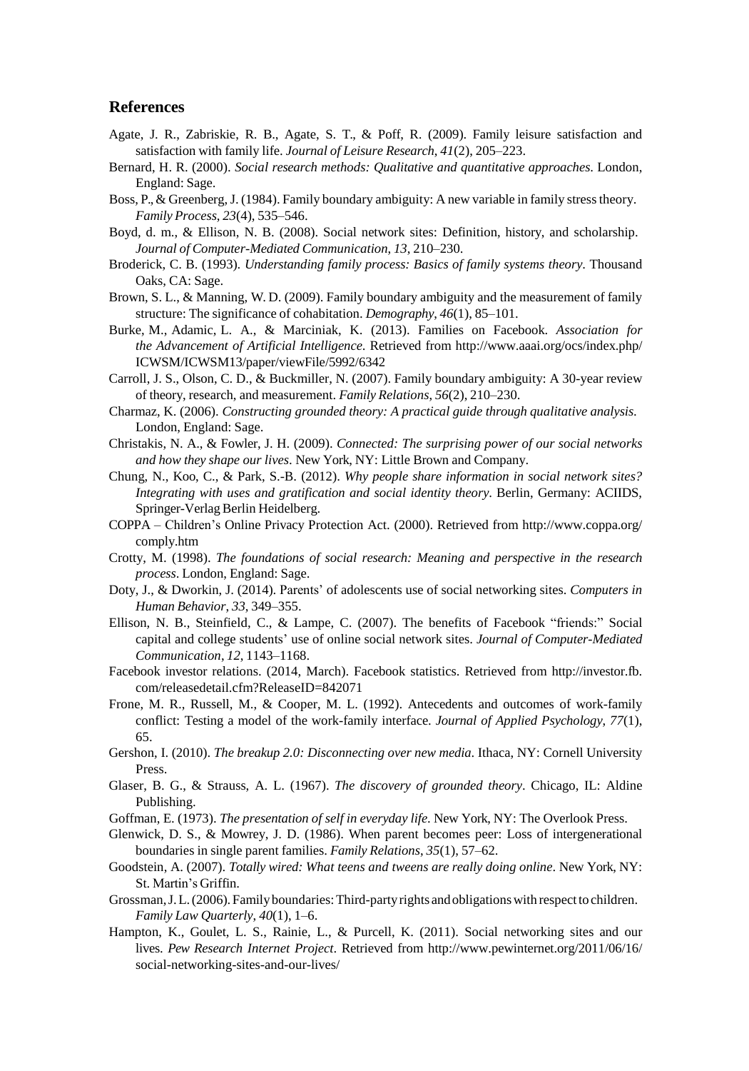## References

Agate, J. R., Zabriskie, R. B., Agate, S. T., & Poff, R. (2009). Family leisure satisfaction and satisfaction with family life. *Journal of Leisure Research*, *41*(2), 205–223.

Bernard, H. R. (2000). *Social research methods: Qualitative and quantitative approaches*. London, England: Sage.

Boss, P., & Greenberg, J. (1984). Family boundary ambiguity: A new variable in family stress theory. *Family Process*, *23*(4), 535–546.

Boyd, d. m., & Ellison, N. B. (2008). Social network sites: Definition, history, and scholarship. *Journal of Computer-Mediated Communication*, *13*, 210–230.

Broderick, C. B. (1993). *Understanding family process: Basics of family systems theory*. Thousand Oaks, CA: Sage.

Brown, S. L., & Manning, W. D. (2009). Family boundary ambiguity and the measurement of family structure: The significance of cohabitation. *Demography*, *46*(1), 85–101.

Burke, M., Adamic, L. A., & Marciniak, K. (2013). Families on Facebook. *Association for the Advancement of Artificial Intelligence*. Retrieved from http://www.aaai.org/ocs/index.php/ICWSM/ICWSM13/paper/viewFile/5992/6342

Carroll, J. S., Olson, C. D., & Buckmiller, N. (2007). Family boundary ambiguity: A 30-year review of theory, research, and measurement. *Family Relations*, *56*(2), 210–230.

Charmaz, K. (2006). *Constructing grounded theory: A practical guide through qualitative analysis*. London, England: Sage.

Christakis, N. A., & Fowler, J. H. (2009). *Connected: The surprising power of our social networks and how they shape our lives*. New York, NY: Little Brown and Company.

Chung, N., Koo, C., & Park, S.-B. (2012). *Why people share information in social network sites? Integrating with uses and gratification and social identity theory*. Berlin, Germany: ACIIDS, Springer-Verlag Berlin Heidelberg.

COPPA – Children's Online Privacy Protection Act. (2000). Retrieved from http://www.coppa.org/comply.htm

Crotty, M. (1998). *The foundations of social research: Meaning and perspective in the research process*. London, England: Sage.

Doty, J., & Dworkin, J. (2014). Parents' of adolescents use of social networking sites. *Computers in Human Behavior*, *33*, 349–355.

Ellison, N. B., Steinfield, C., & Lampe, C. (2007). The benefits of Facebook "friends:" Social capital and college students' use of online social network sites. *Journal of Computer-Mediated Communication*, *12*, 1143–1168.

Facebook investor relations. (2014, March). Facebook statistics. Retrieved from http://investor.fb.com/releasedetail.cfm?ReleaseID=842071

Frone, M. R., Russell, M., & Cooper, M. L. (1992). Antecedents and outcomes of work-family conflict: Testing a model of the work-family interface. *Journal of Applied Psychology*, *77*(1), 65.

Gershon, I. (2010). *The breakup 2.0: Disconnecting over new media*. Ithaca, NY: Cornell University Press.

Glaser, B. G., & Strauss, A. L. (1967). *The discovery of grounded theory*. Chicago, IL: Aldine Publishing.

Goffman, E. (1973). *The presentation of self in everyday life*. New York, NY: The Overlook Press.

Glenwick, D. S., & Mowrey, J. D. (1986). When parent becomes peer: Loss of intergenerational boundaries in single parent families. *Family Relations*, *35*(1), 57–62.

Goodstein, A. (2007). *Totally wired: What teens and tweens are really doing online*. New York, NY: St. Martin's Griffin.

Grossman, J. L. (2006). Family boundaries: Third-party rights and obligations with respect to children. *Family Law Quarterly*, *40*(1), 1–6.

Hampton, K., Goulet, L. S., Rainie, L., & Purcell, K. (2011). Social networking sites and our lives. *Pew Research Internet Project*. Retrieved from http://www.pewinternet.org/2011/06/16/social-networking-sites-and-our-lives/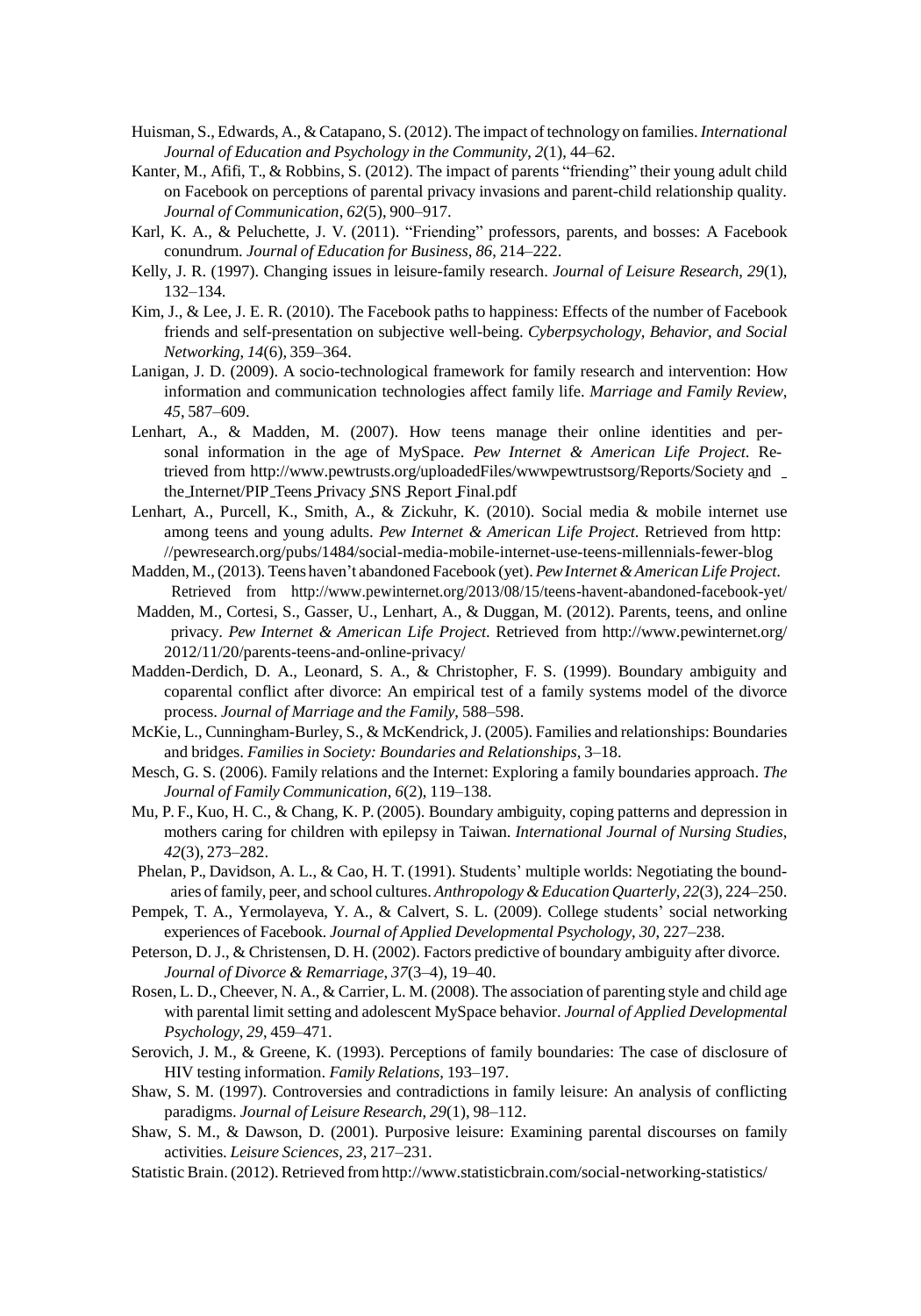Huisman, S., Edwards, A., & Catapano, S. (2012). The impact of technology on families. *International Journal of Education and Psychology in the Community*, *2*(1), 44–62.

Kanter, M., Afifi, T., & Robbins, S. (2012). The impact of parents "friending" their young adult child on Facebook on perceptions of parental privacy invasions and parent-child relationship quality. *Journal of Communication*, *62*(5), 900–917.

Karl, K. A., & Peluchette, J. V. (2011). "Friending" professors, parents, and bosses: A Facebook conundrum. *Journal of Education for Business*, *86*, 214–222.

Kelly, J. R. (1997). Changing issues in leisure-family research. *Journal of Leisure Research*, *29*(1), 132–134.

Kim, J., & Lee, J. E. R. (2010). The Facebook paths to happiness: Effects of the number of Facebook friends and self-presentation on subjective well-being. *Cyberpsychology, Behavior, and Social Networking*, *14*(6), 359–364.

Lanigan, J. D. (2009). A socio-technological framework for family research and intervention: How information and communication technologies affect family life. *Marriage and Family Review*, *45*, 587–609.

Lenhart, A., & Madden, M. (2007). How teens manage their online identities and personal information in the age of MySpace. *Pew Internet & American Life Project*. Retrieved from http://www.pewtrusts.org/uploadedFiles/wwwpewtrustsorg/Reports/Society_and_the_Internet/PIP_Teens_Privacy_SNS_Report_Final.pdf

Lenhart, A., Purcell, K., Smith, A., & Zickuhr, K. (2010). Social media & mobile internet use among teens and young adults. *Pew Internet & American Life Project*. Retrieved from http://pewresearch.org/pubs/1484/social-media-mobile-internet-use-teens-millennials-fewer-blog

Madden, M., (2013). Teens haven't abandoned Facebook (yet). *Pew Internet & American Life Project*. Retrieved from http://www.pewinternet.org/2013/08/15/teens-havent-abandoned-facebook-yet/

Madden, M., Cortesi, S., Gasser, U., Lenhart, A., & Duggan, M. (2012). Parents, teens, and online privacy. *Pew Internet & American Life Project*. Retrieved from http://www.pewinternet.org/2012/11/20/parents-teens-and-online-privacy/

Madden-Derdich, D. A., Leonard, S. A., & Christopher, F. S. (1999). Boundary ambiguity and coparental conflict after divorce: An empirical test of a family systems model of the divorce process. *Journal of Marriage and the Family*, 588–598.

McKie, L., Cunningham-Burley, S., & McKendrick, J. (2005). Families and relationships: Boundaries and bridges. *Families in Society: Boundaries and Relationships*, 3–18.

Mesch, G. S. (2006). Family relations and the Internet: Exploring a family boundaries approach. *The Journal of Family Communication*, *6*(2), 119–138.

Mu, P. F., Kuo, H. C., & Chang, K. P. (2005). Boundary ambiguity, coping patterns and depression in mothers caring for children with epilepsy in Taiwan. *International Journal of Nursing Studies*, *42*(3), 273–282.

Phelan, P., Davidson, A. L., & Cao, H. T. (1991). Students' multiple worlds: Negotiating the boundaries of family, peer, and school cultures. *Anthropology & Education Quarterly*, *22*(3), 224–250.

Pempek, T. A., Yermolayeva, Y. A., & Calvert, S. L. (2009). College students' social networking experiences of Facebook. *Journal of Applied Developmental Psychology*, *30*, 227–238.

Peterson, D. J., & Christensen, D. H. (2002). Factors predictive of boundary ambiguity after divorce. *Journal of Divorce & Remarriage*, *37*(3–4), 19–40.

Rosen, L. D., Cheever, N. A., & Carrier, L. M. (2008). The association of parenting style and child age with parental limit setting and adolescent MySpace behavior. *Journal of Applied Developmental Psychology*, *29*, 459–471.

Serovich, J. M., & Greene, K. (1993). Perceptions of family boundaries: The case of disclosure of HIV testing information. *Family Relations*, 193–197.

Shaw, S. M. (1997). Controversies and contradictions in family leisure: An analysis of conflicting paradigms. *Journal of Leisure Research*, *29*(1), 98–112.

Shaw, S. M., & Dawson, D. (2001). Purposive leisure: Examining parental discourses on family activities. *Leisure Sciences*, *23*, 217–231.

Statistic Brain. (2012). Retrieved from http://www.statisticbrain.com/social-networking-statistics/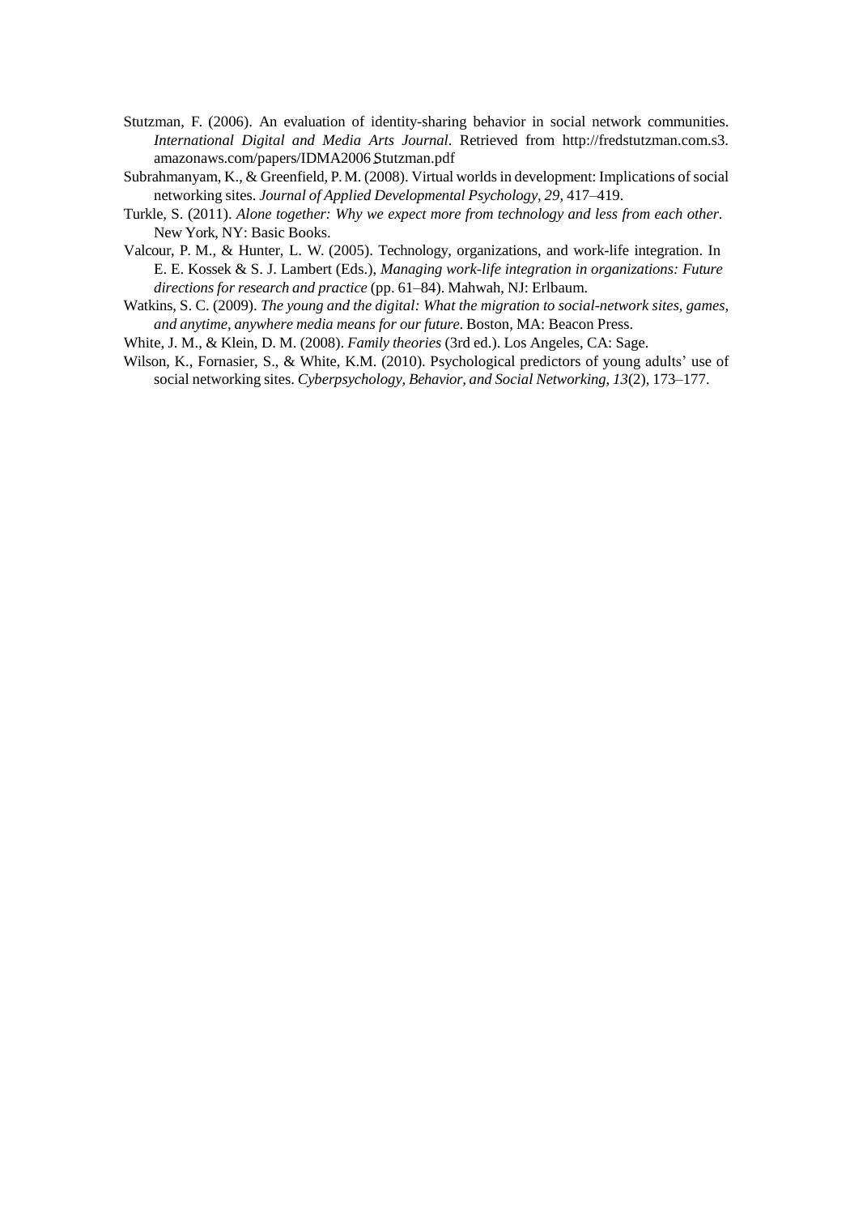Stutzman, F. (2006). An evaluation of identity-sharing behavior in social network communities. *International Digital and Media Arts Journal*. Retrieved from http://fredstutzman.com.s3.amazonaws.com/papers/IDMA2006 Stutzman.pdf

Subrahmanyam, K., & Greenfield, P. M. (2008). Virtual worlds in development: Implications of social networking sites. *Journal of Applied Developmental Psychology*, *29*, 417–419.

Turkle, S. (2011). *Alone together: Why we expect more from technology and less from each other*. New York, NY: Basic Books.

Valcour, P. M., & Hunter, L. W. (2005). Technology, organizations, and work-life integration. In E. E. Kossek & S. J. Lambert (Eds.), *Managing work-life integration in organizations: Future directions for research and practice* (pp. 61–84). Mahwah, NJ: Erlbaum.

Watkins, S. C. (2009). *The young and the digital: What the migration to social-network sites, games, and anytime, anywhere media means for our future*. Boston, MA: Beacon Press.

White, J. M., & Klein, D. M. (2008). *Family theories* (3rd ed.). Los Angeles, CA: Sage.

Wilson, K., Fornasier, S., & White, K.M. (2010). Psychological predictors of young adults' use of social networking sites. *Cyberpsychology, Behavior, and Social Networking*, *13*(2), 173–177.